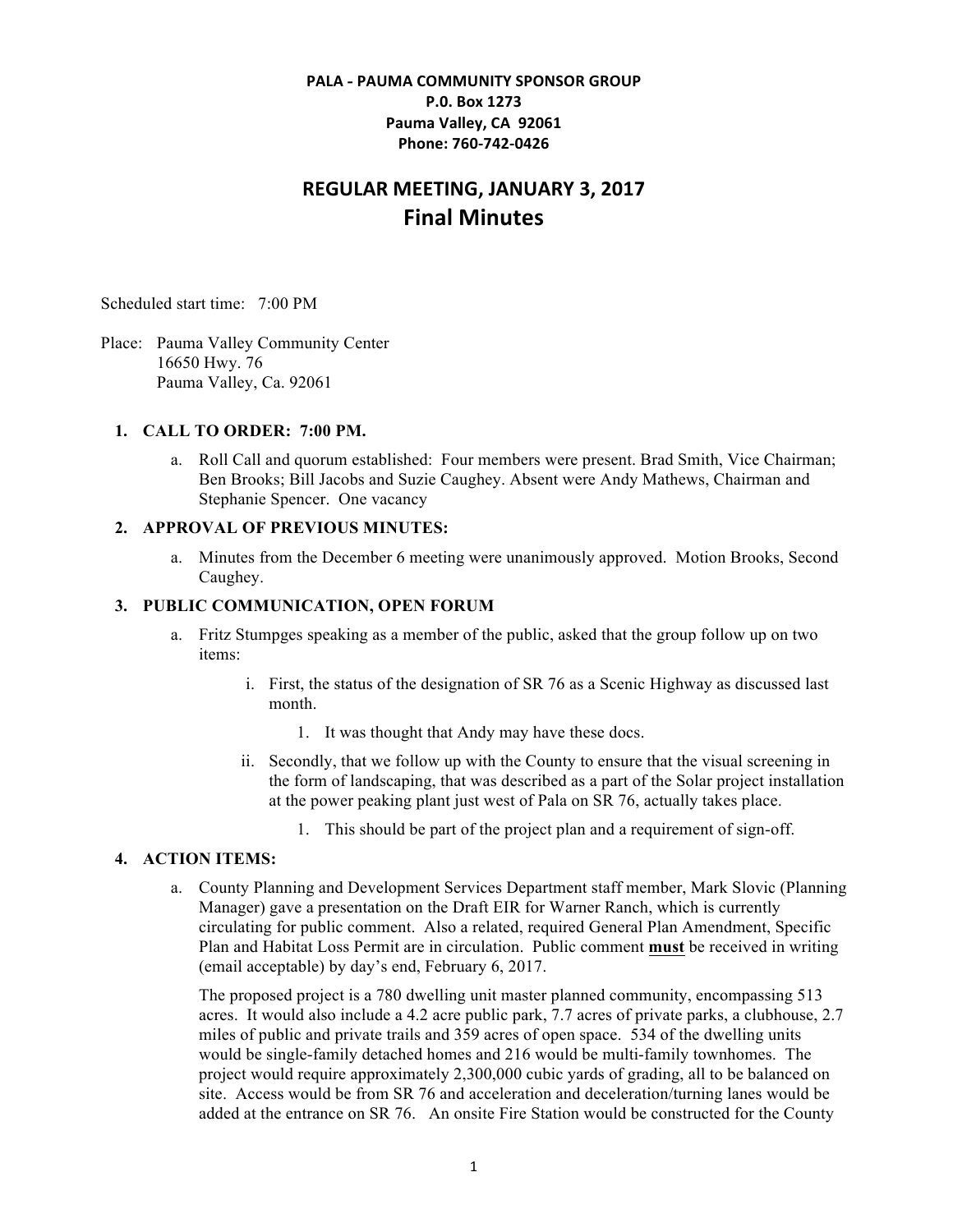**PALA - PAUMA COMMUNITY SPONSOR GROUP**
**P.0. Box 1273**
**Pauma Valley, CA 92061**
**Phone: 760-742-0426**

# REGULAR MEETING, JANUARY 3, 2017
# Final Minutes

Scheduled start time: 7:00 PM

Place: Pauma Valley Community Center
16650 Hwy. 76
Pauma Valley, Ca. 92061

1. **CALL TO ORDER: 7:00 PM.**
   a. Roll Call and quorum established: Four members were present. Brad Smith, Vice Chairman; Ben Brooks; Bill Jacobs and Suzie Caughey. Absent were Andy Mathews, Chairman and Stephanie Spencer. One vacancy

2. **APPROVAL OF PREVIOUS MINUTES:**
   a. Minutes from the December 6 meeting were unanimously approved. Motion Brooks, Second Caughey.

3. **PUBLIC COMMUNICATION, OPEN FORUM**
   a. Fritz Stumpges speaking as a member of the public, asked that the group follow up on two items:
      i. First, the status of the designation of SR 76 as a Scenic Highway as discussed last month.
         1. It was thought that Andy may have these docs.
      ii. Secondly, that we follow up with the County to ensure that the visual screening in the form of landscaping, that was described as a part of the Solar project installation at the power peaking plant just west of Pala on SR 76, actually takes place.
         1. This should be part of the project plan and a requirement of sign-off.

4. **ACTION ITEMS:**
   a. County Planning and Development Services Department staff member, Mark Slovic (Planning Manager) gave a presentation on the Draft EIR for Warner Ranch, which is currently circulating for public comment. Also a related, required General Plan Amendment, Specific Plan and Habitat Loss Permit are in circulation. Public comment **must** be received in writing (email acceptable) by day's end, February 6, 2017.

      The proposed project is a 780 dwelling unit master planned community, encompassing 513 acres. It would also include a 4.2 acre public park, 7.7 acres of private parks, a clubhouse, 2.7 miles of public and private trails and 359 acres of open space. 534 of the dwelling units would be single-family detached homes and 216 would be multi-family townhomes. The project would require approximately 2,300,000 cubic yards of grading, all to be balanced on site. Access would be from SR 76 and acceleration and deceleration/turning lanes would be added at the entrance on SR 76. An onsite Fire Station would be constructed for the County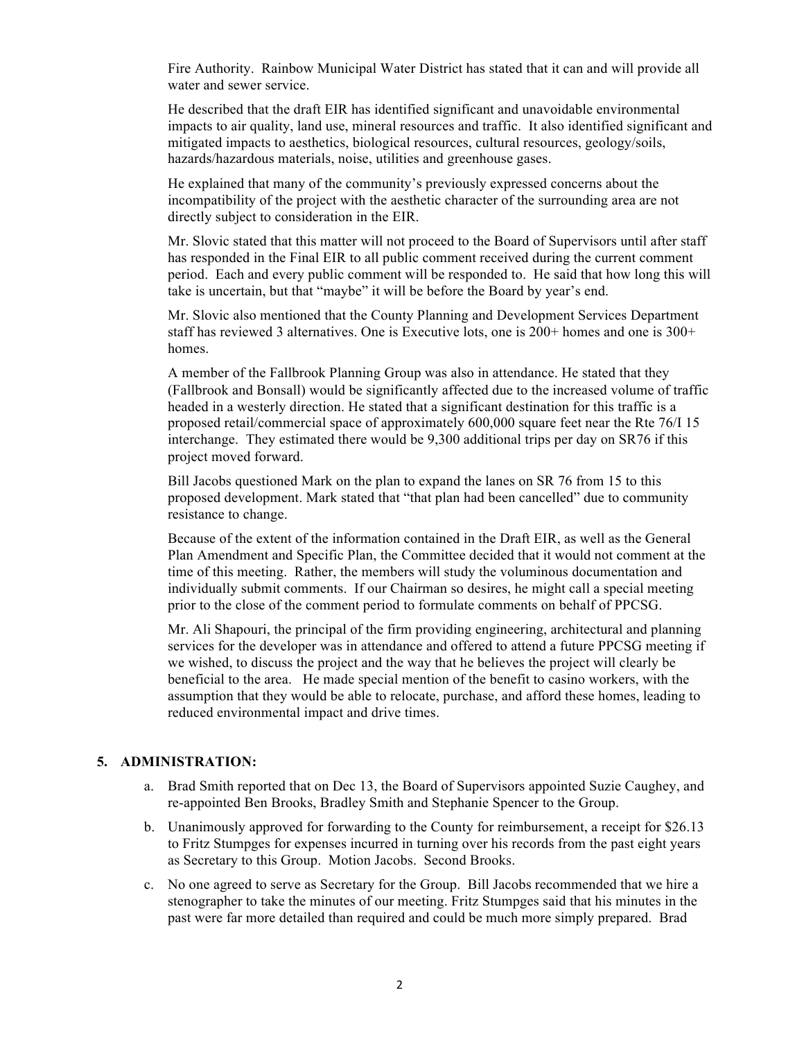Fire Authority. Rainbow Municipal Water District has stated that it can and will provide all water and sewer service.

He described that the draft EIR has identified significant and unavoidable environmental impacts to air quality, land use, mineral resources and traffic. It also identified significant and mitigated impacts to aesthetics, biological resources, cultural resources, geology/soils, hazards/hazardous materials, noise, utilities and greenhouse gases.

He explained that many of the community's previously expressed concerns about the incompatibility of the project with the aesthetic character of the surrounding area are not directly subject to consideration in the EIR.

Mr. Slovic stated that this matter will not proceed to the Board of Supervisors until after staff has responded in the Final EIR to all public comment received during the current comment period. Each and every public comment will be responded to. He said that how long this will take is uncertain, but that "maybe" it will be before the Board by year's end.

Mr. Slovic also mentioned that the County Planning and Development Services Department staff has reviewed 3 alternatives. One is Executive lots, one is 200+ homes and one is 300+ homes.

A member of the Fallbrook Planning Group was also in attendance. He stated that they (Fallbrook and Bonsall) would be significantly affected due to the increased volume of traffic headed in a westerly direction. He stated that a significant destination for this traffic is a proposed retail/commercial space of approximately 600,000 square feet near the Rte 76/I 15 interchange. They estimated there would be 9,300 additional trips per day on SR76 if this project moved forward.

Bill Jacobs questioned Mark on the plan to expand the lanes on SR 76 from 15 to this proposed development. Mark stated that "that plan had been cancelled" due to community resistance to change.

Because of the extent of the information contained in the Draft EIR, as well as the General Plan Amendment and Specific Plan, the Committee decided that it would not comment at the time of this meeting. Rather, the members will study the voluminous documentation and individually submit comments. If our Chairman so desires, he might call a special meeting prior to the close of the comment period to formulate comments on behalf of PPCSG.

Mr. Ali Shapouri, the principal of the firm providing engineering, architectural and planning services for the developer was in attendance and offered to attend a future PPCSG meeting if we wished, to discuss the project and the way that he believes the project will clearly be beneficial to the area. He made special mention of the benefit to casino workers, with the assumption that they would be able to relocate, purchase, and afford these homes, leading to reduced environmental impact and drive times.

## 5. ADMINISTRATION:

a. Brad Smith reported that on Dec 13, the Board of Supervisors appointed Suzie Caughey, and re-appointed Ben Brooks, Bradley Smith and Stephanie Spencer to the Group.

b. Unanimously approved for forwarding to the County for reimbursement, a receipt for $26.13 to Fritz Stumpges for expenses incurred in turning over his records from the past eight years as Secretary to this Group. Motion Jacobs. Second Brooks.

c. No one agreed to serve as Secretary for the Group. Bill Jacobs recommended that we hire a stenographer to take the minutes of our meeting. Fritz Stumpges said that his minutes in the past were far more detailed than required and could be much more simply prepared. Brad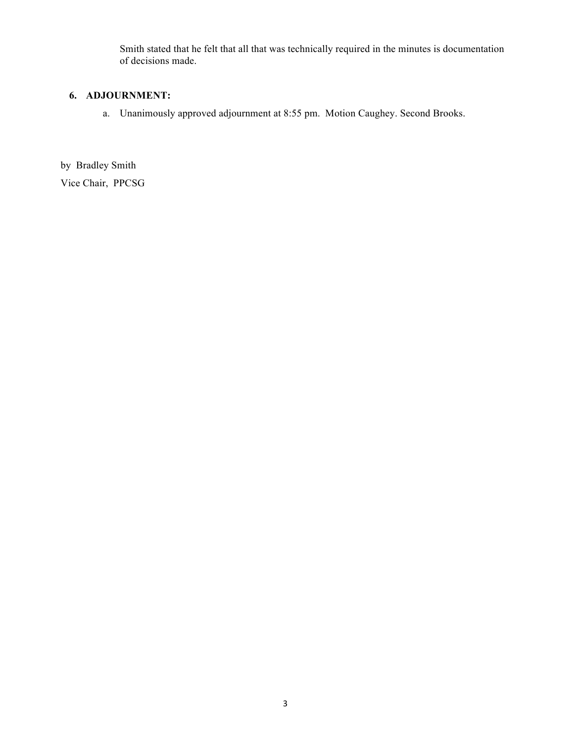Smith stated that he felt that all that was technically required in the minutes is documentation of decisions made.

**6. ADJOURNMENT:**

a. Unanimously approved adjournment at 8:55 pm. Motion Caughey. Second Brooks.

by Bradley Smith
Vice Chair, PPCSG